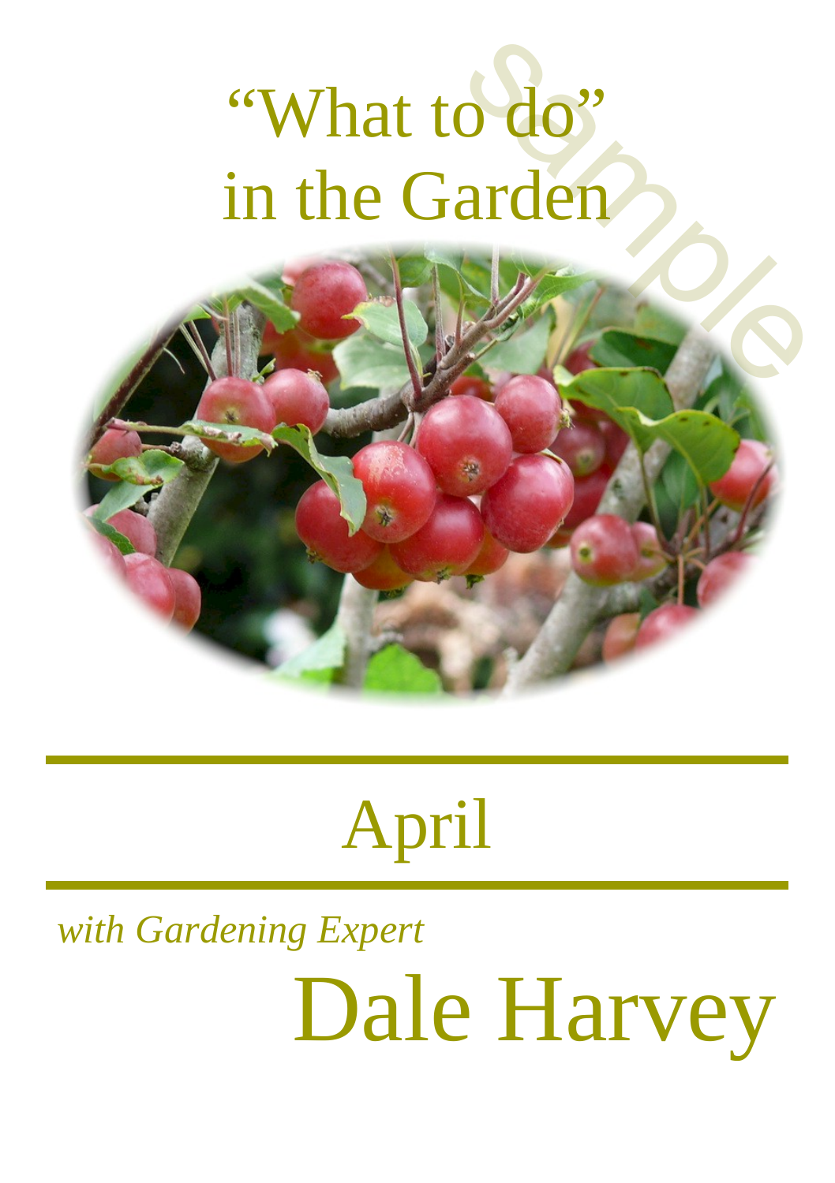# "What to do" in the Garden

## April

*with Gardening Expert*

# Dale Harvey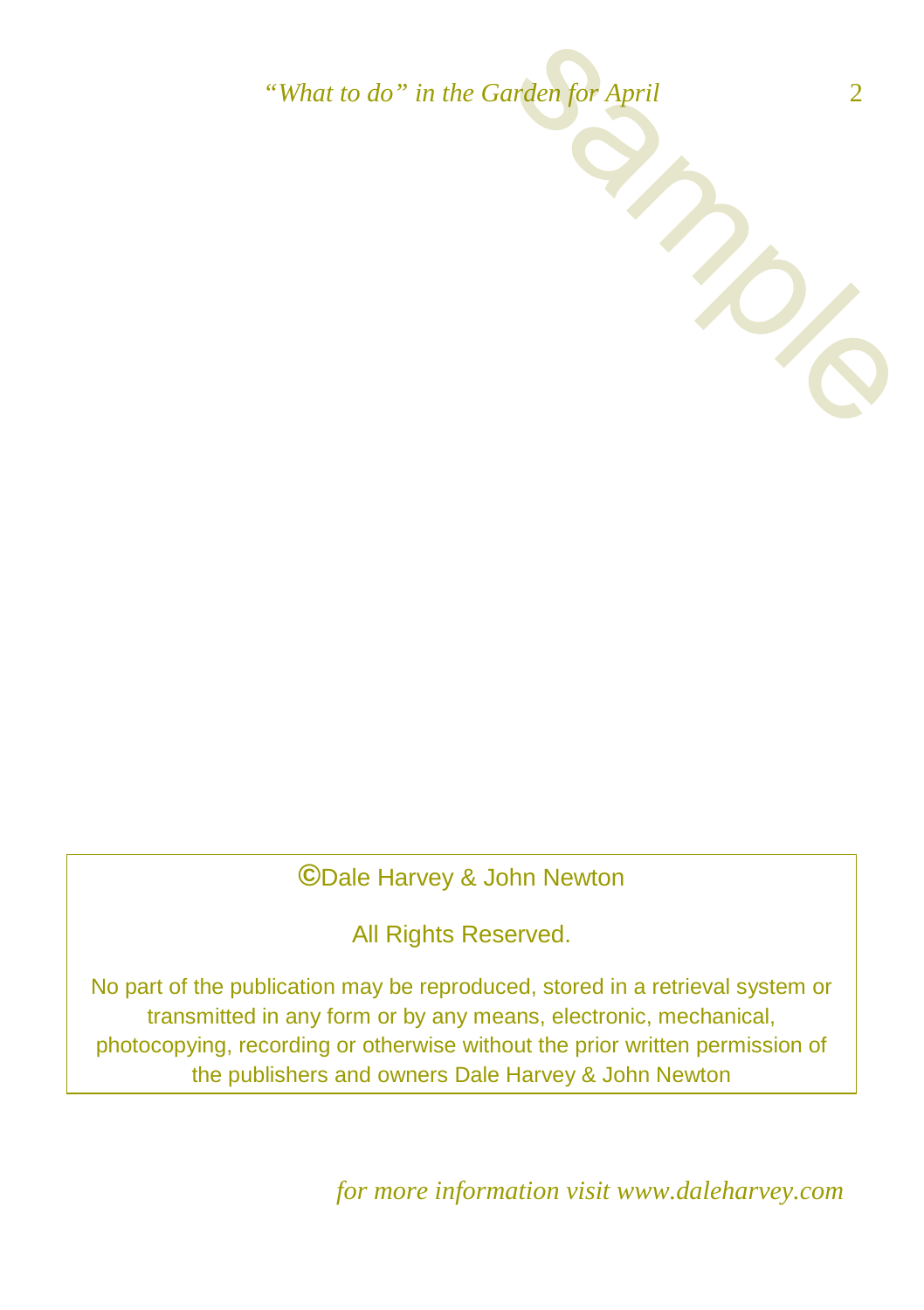©Dale Harvey & John Newton

All Rights Reserved.

No part of the publication may be reproduced, stored in a retrieval system or transmitted in any form or by any means, electronic, mechanical, photocopying, recording or otherwise without the prior written permission of the publishers and owners Dale Harvey & John Newton

*for more information visit www.daleharvey.com*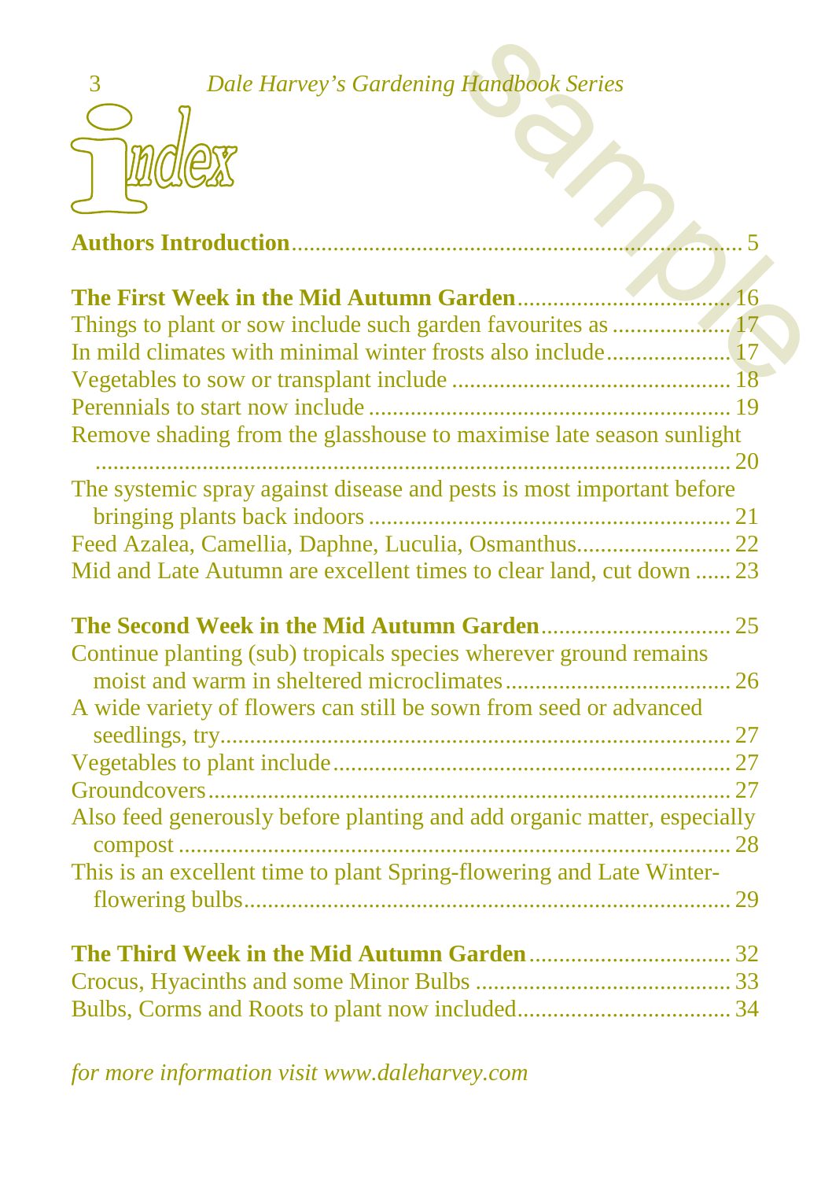# Index

**Authors Introduction** ..... 5

**The First Week in the Mid Autumn Garden** ..... 16

Things to plant or sow include such garden favourites as ..... 17

In mild climates with minimal winter frosts also include ..... 17

Vegetables to sow or transplant include ..... 18

Perennials to start now include ..... 19

Remove shading from the glasshouse to maximise late season sunlight ..... 20

The systemic spray against disease and pests is most important before bringing plants back indoors ..... 21

Feed Azalea, Camellia, Daphne, Luculia, Osmanthus ..... 22

Mid and Late Autumn are excellent times to clear land, cut down ..... 23

**The Second Week in the Mid Autumn Garden** ..... 25

Continue planting (sub) tropicals species wherever ground remains moist and warm in sheltered microclimates ..... 26

A wide variety of flowers can still be sown from seed or advanced seedlings, try ..... 27

Vegetables to plant include ..... 27

Groundcovers ..... 27

Also feed generously before planting and add organic matter, especially compost ..... 28

This is an excellent time to plant Spring-flowering and Late Winter-flowering bulbs ..... 29

**The Third Week in the Mid Autumn Garden** ..... 32

Crocus, Hyacinths and some Minor Bulbs ..... 33

Bulbs, Corms and Roots to plant now included ..... 34

*for more information visit www.daleharvey.com*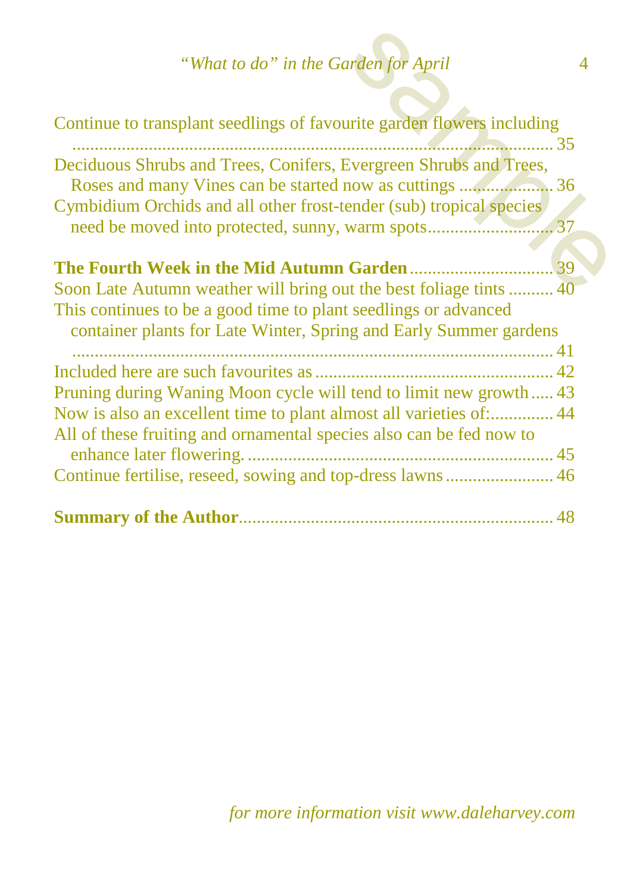Continue to transplant seedlings of favourite garden flowers including ........ 35

Deciduous Shrubs and Trees, Conifers, Evergreen Shrubs and Trees, Roses and many Vines can be started now as cuttings ........ 36

Cymbidium Orchids and all other frost-tender (sub) tropical species need be moved into protected, sunny, warm spots ........ 37

**The Fourth Week in the Mid Autumn Garden** ........ 39

Soon Late Autumn weather will bring out the best foliage tints ........ 40

This continues to be a good time to plant seedlings or advanced container plants for Late Winter, Spring and Early Summer gardens ........ 41

Included here are such favourites as ........ 42

Pruning during Waning Moon cycle will tend to limit new growth ........ 43

Now is also an excellent time to plant almost all varieties of: ........ 44

All of these fruiting and ornamental species also can be fed now to enhance later flowering. ........ 45

Continue fertilise, reseed, sowing and top-dress lawns ........ 46

**Summary of the Author** ........ 48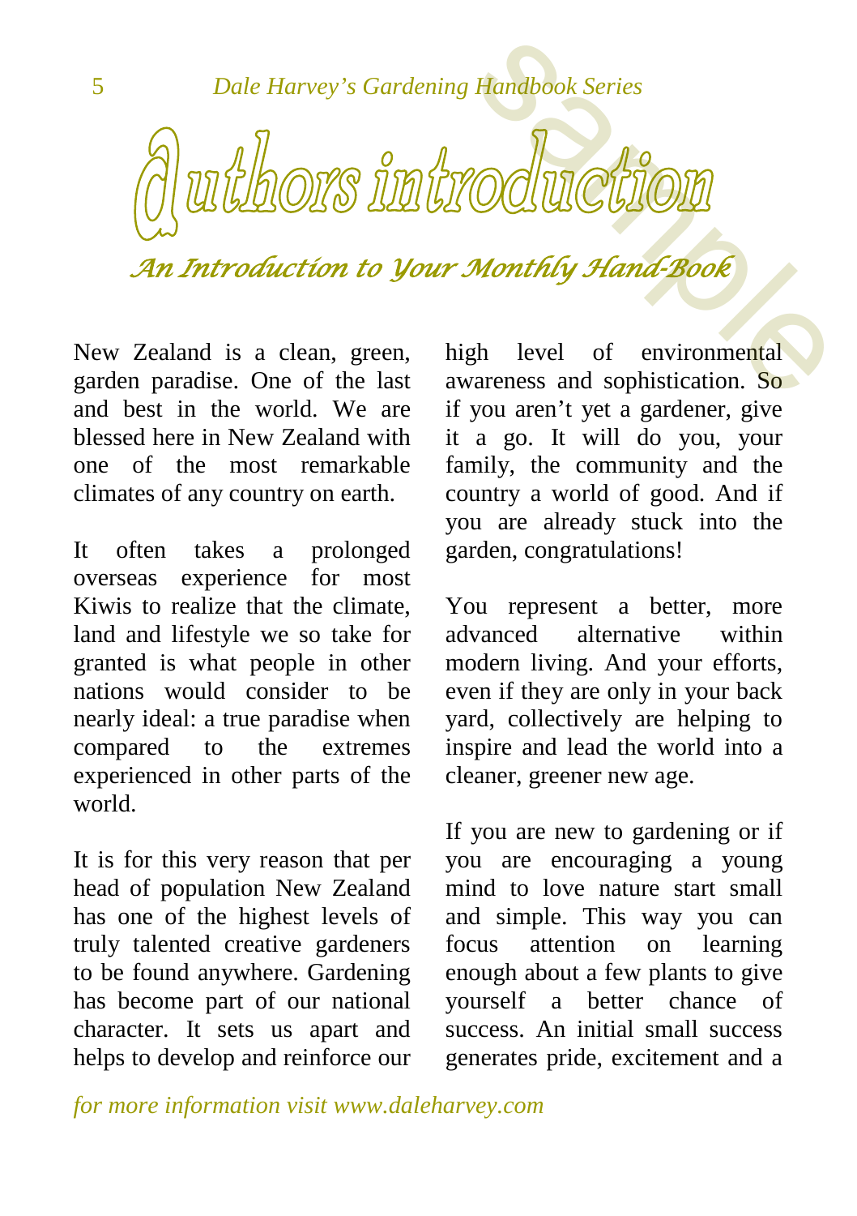# Authors introduction

## *An Introduction to Your Monthly Hand-Book*

New Zealand is a clean, green, garden paradise. One of the last and best in the world. We are blessed here in New Zealand with one of the most remarkable climates of any country on earth.

It often takes a prolonged overseas experience for most Kiwis to realize that the climate, land and lifestyle we so take for granted is what people in other nations would consider to be nearly ideal: a true paradise when compared to the extremes experienced in other parts of the world.

It is for this very reason that per head of population New Zealand has one of the highest levels of truly talented creative gardeners to be found anywhere. Gardening has become part of our national character. It sets us apart and helps to develop and reinforce our high level of environmental awareness and sophistication. So if you aren't yet a gardener, give it a go. It will do you, your family, the community and the country a world of good. And if you are already stuck into the garden, congratulations!

You represent a better, more advanced alternative within modern living. And your efforts, even if they are only in your back yard, collectively are helping to inspire and lead the world into a cleaner, greener new age.

If you are new to gardening or if you are encouraging a young mind to love nature start small and simple. This way you can focus attention on learning enough about a few plants to give yourself a better chance of success. An initial small success generates pride, excitement and a

*for more information visit www.daleharvey.com*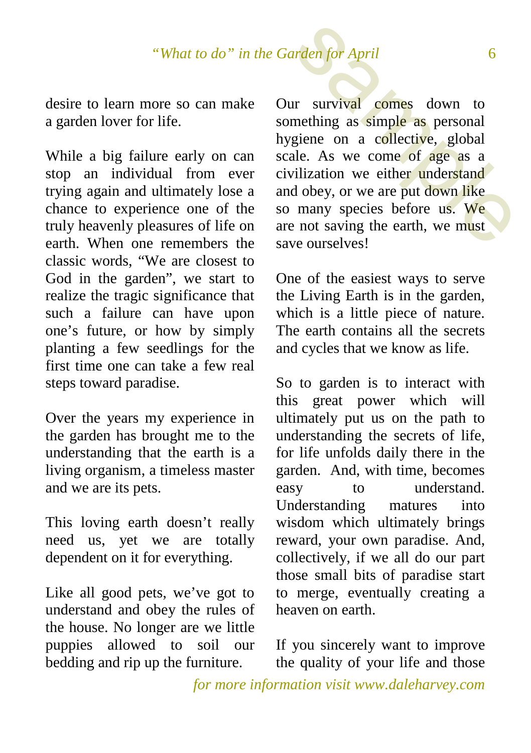desire to learn more so can make a garden lover for life.

While a big failure early on can stop an individual from ever trying again and ultimately lose a chance to experience one of the truly heavenly pleasures of life on earth. When one remembers the classic words, “We are closest to God in the garden”, we start to realize the tragic significance that such a failure can have upon one’s future, or how by simply planting a few seedlings for the first time one can take a few real steps toward paradise.

Over the years my experience in the garden has brought me to the understanding that the earth is a living organism, a timeless master and we are its pets.

This loving earth doesn’t really need us, yet we are totally dependent on it for everything.

Like all good pets, we’ve got to understand and obey the rules of the house. No longer are we little puppies allowed to soil our bedding and rip up the furniture.

Our survival comes down to something as simple as personal hygiene on a collective, global scale. As we come of age as a civilization we either understand and obey, or we are put down like so many species before us. We are not saving the earth, we must save ourselves!

One of the easiest ways to serve the Living Earth is in the garden, which is a little piece of nature. The earth contains all the secrets and cycles that we know as life.

So to garden is to interact with this great power which will ultimately put us on the path to understanding the secrets of life, for life unfolds daily there in the garden. And, with time, becomes easy to understand. Understanding matures into wisdom which ultimately brings reward, your own paradise. And, collectively, if we all do our part those small bits of paradise start to merge, eventually creating a heaven on earth.

If you sincerely want to improve the quality of your life and those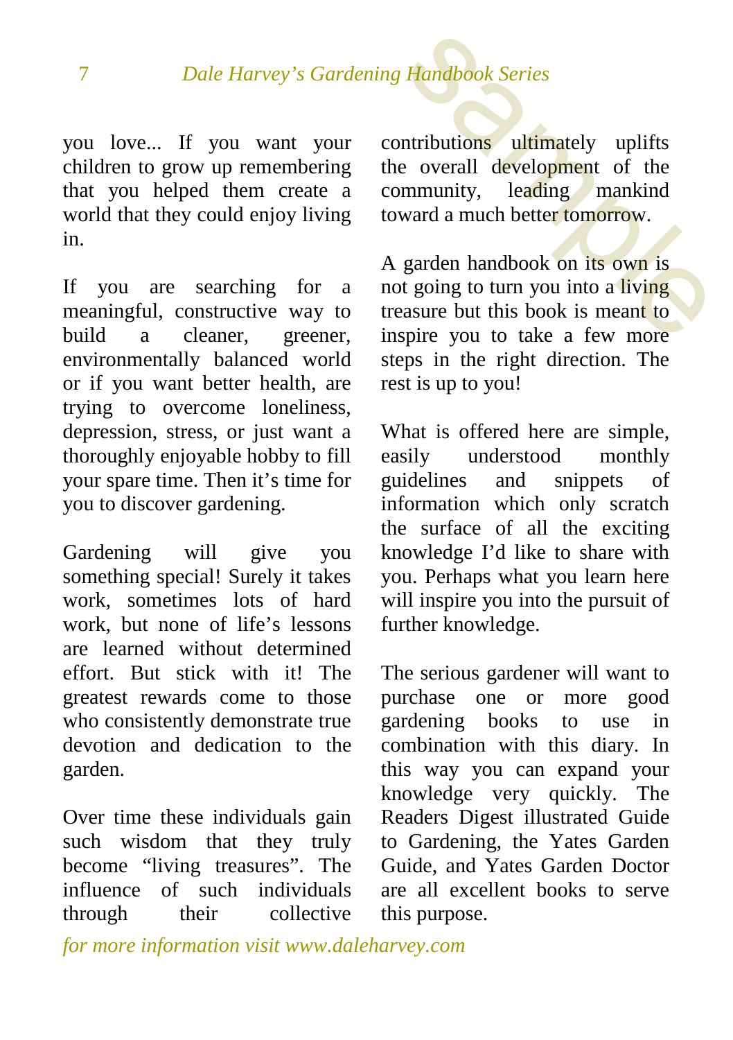you love... If you want your children to grow up remembering that you helped them create a world that they could enjoy living in.

If you are searching for a meaningful, constructive way to build a cleaner, greener, environmentally balanced world or if you want better health, are trying to overcome loneliness, depression, stress, or just want a thoroughly enjoyable hobby to fill your spare time. Then it's time for you to discover gardening.

Gardening will give you something special! Surely it takes work, sometimes lots of hard work, but none of life's lessons are learned without determined effort. But stick with it! The greatest rewards come to those who consistently demonstrate true devotion and dedication to the garden.

Over time these individuals gain such wisdom that they truly become "living treasures". The influence of such individuals through their collective contributions ultimately uplifts the overall development of the community, leading mankind toward a much better tomorrow.

A garden handbook on its own is not going to turn you into a living treasure but this book is meant to inspire you to take a few more steps in the right direction. The rest is up to you!

What is offered here are simple, easily understood monthly guidelines and snippets of information which only scratch the surface of all the exciting knowledge I'd like to share with you. Perhaps what you learn here will inspire you into the pursuit of further knowledge.

The serious gardener will want to purchase one or more good gardening books to use in combination with this diary. In this way you can expand your knowledge very quickly. The Readers Digest illustrated Guide to Gardening, the Yates Garden Guide, and Yates Garden Doctor are all excellent books to serve this purpose.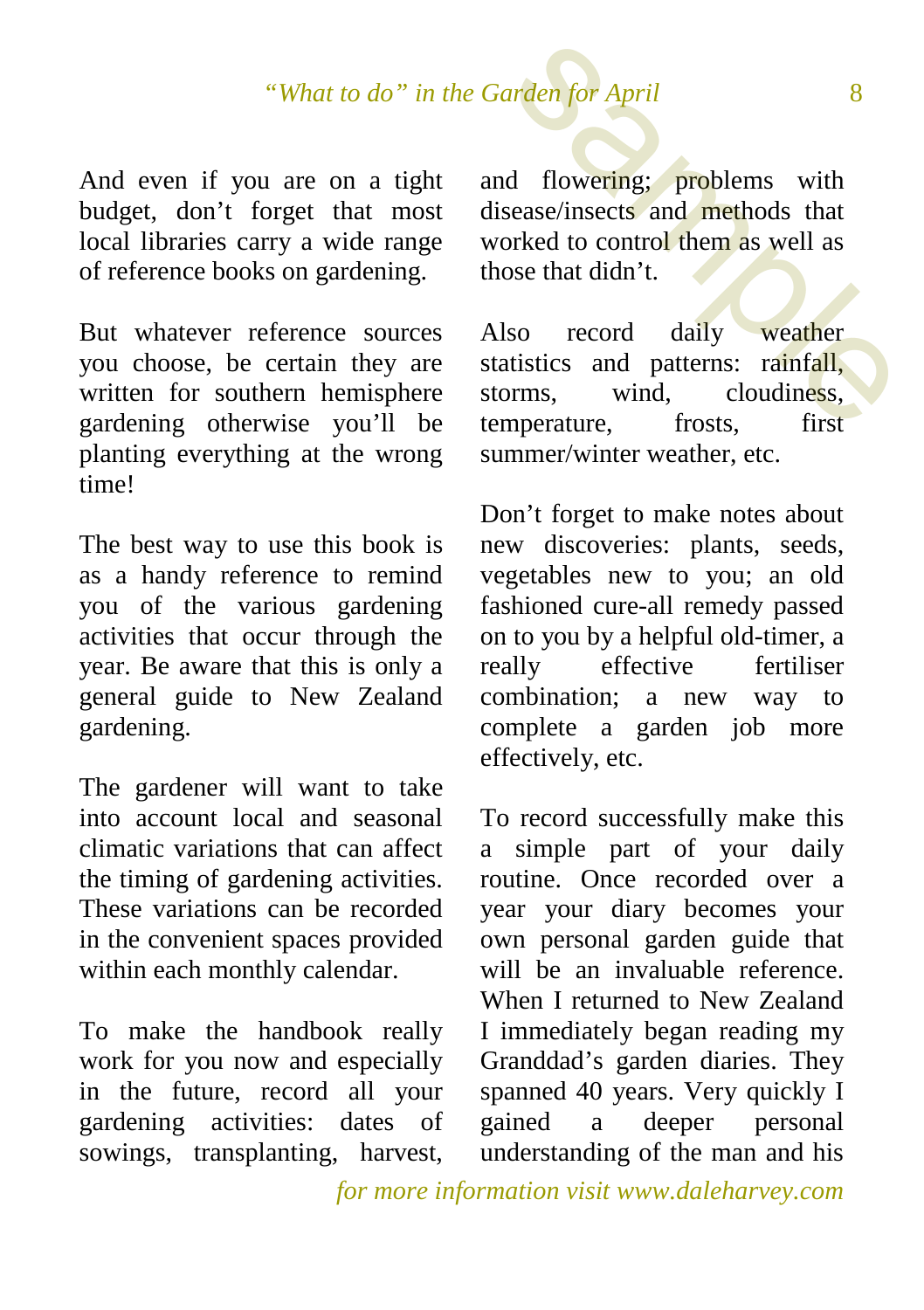And even if you are on a tight budget, don't forget that most local libraries carry a wide range of reference books on gardening.

But whatever reference sources you choose, be certain they are written for southern hemisphere gardening otherwise you'll be planting everything at the wrong time!

The best way to use this book is as a handy reference to remind you of the various gardening activities that occur through the year. Be aware that this is only a general guide to New Zealand gardening.

The gardener will want to take into account local and seasonal climatic variations that can affect the timing of gardening activities. These variations can be recorded in the convenient spaces provided within each monthly calendar.

To make the handbook really work for you now and especially in the future, record all your gardening activities: dates of sowings, transplanting, harvest, and flowering; problems with disease/insects and methods that worked to control them as well as those that didn't.

Also record daily weather statistics and patterns: rainfall, storms, wind, cloudiness, temperature, frosts, first summer/winter weather, etc.

Don't forget to make notes about new discoveries: plants, seeds, vegetables new to you; an old fashioned cure-all remedy passed on to you by a helpful old-timer, a really effective fertiliser combination; a new way to complete a garden job more effectively, etc.

To record successfully make this a simple part of your daily routine. Once recorded over a year your diary becomes your own personal garden guide that will be an invaluable reference. When I returned to New Zealand I immediately began reading my Granddad's garden diaries. They spanned 40 years. Very quickly I gained a deeper personal understanding of the man and his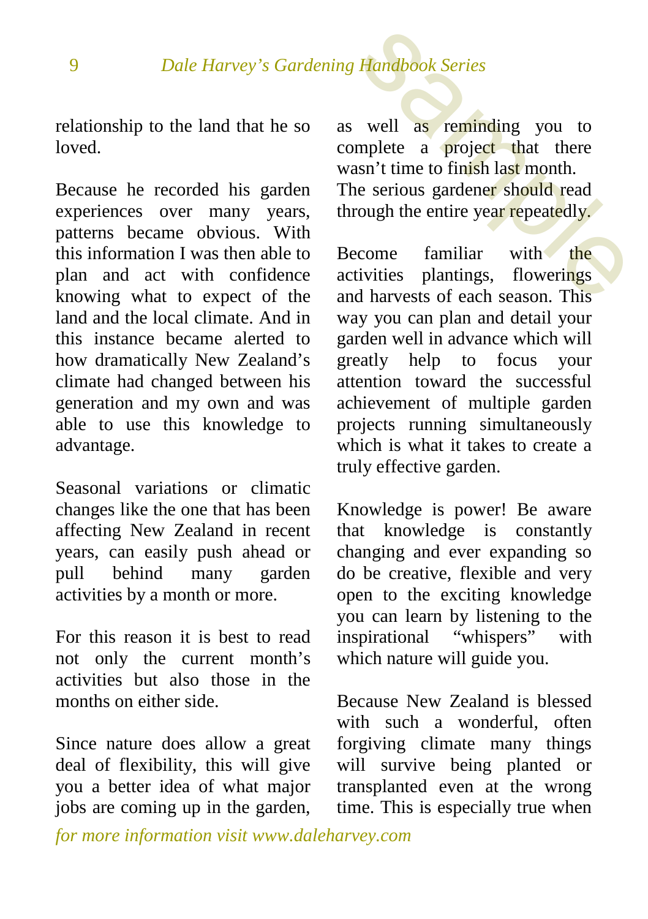relationship to the land that he so loved.

Because he recorded his garden experiences over many years, patterns became obvious. With this information I was then able to plan and act with confidence knowing what to expect of the land and the local climate. And in this instance became alerted to how dramatically New Zealand's climate had changed between his generation and my own and was able to use this knowledge to advantage.

Seasonal variations or climatic changes like the one that has been affecting New Zealand in recent years, can easily push ahead or pull behind many garden activities by a month or more.

For this reason it is best to read not only the current month's activities but also those in the months on either side.

Since nature does allow a great deal of flexibility, this will give you a better idea of what major jobs are coming up in the garden, as well as reminding you to complete a project that there wasn't time to finish last month. The serious gardener should read through the entire year repeatedly.

Become familiar with the activities plantings, flowerings and harvests of each season. This way you can plan and detail your garden well in advance which will greatly help to focus your attention toward the successful achievement of multiple garden projects running simultaneously which is what it takes to create a truly effective garden.

Knowledge is power! Be aware that knowledge is constantly changing and ever expanding so do be creative, flexible and very open to the exciting knowledge you can learn by listening to the inspirational "whispers" with which nature will guide you.

Because New Zealand is blessed with such a wonderful, often forgiving climate many things will survive being planted or transplanted even at the wrong time. This is especially true when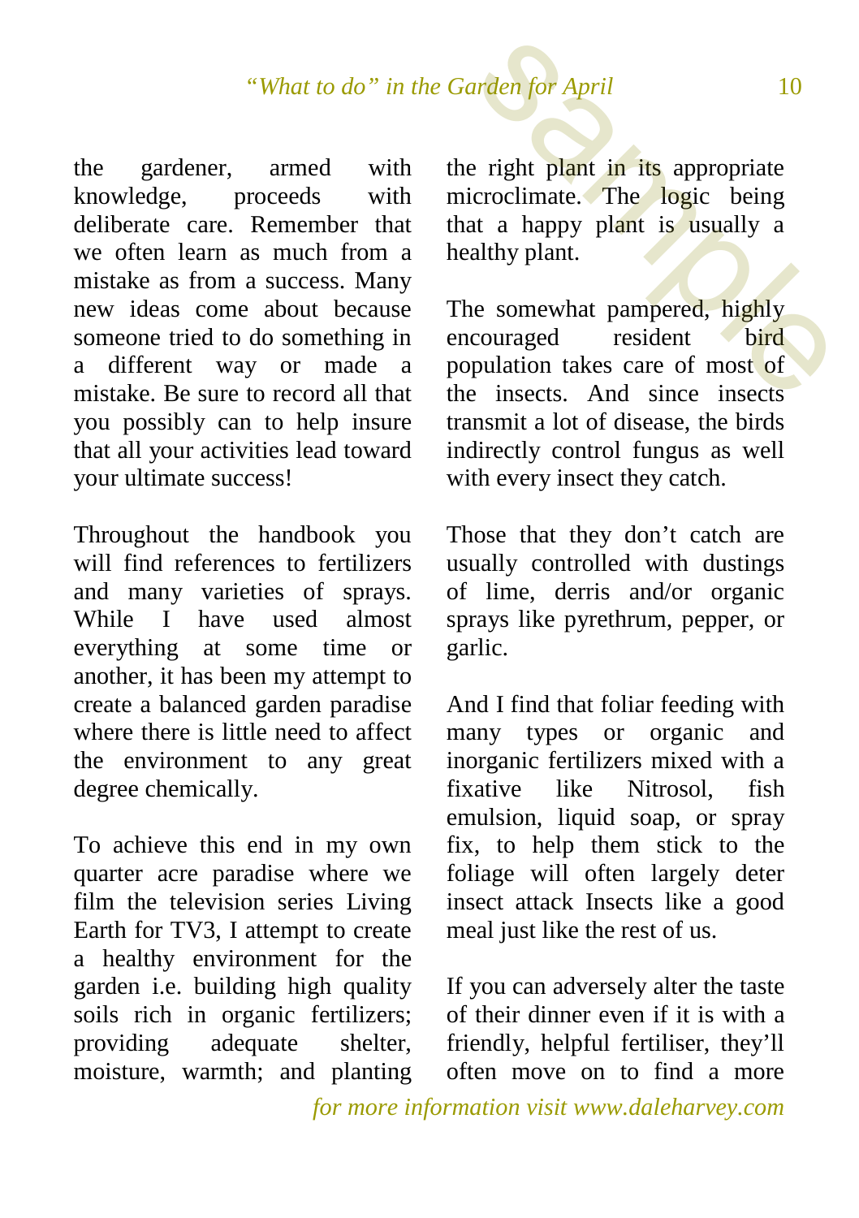the gardener, armed with knowledge, proceeds with deliberate care. Remember that we often learn as much from a mistake as from a success. Many new ideas come about because someone tried to do something in a different way or made a mistake. Be sure to record all that you possibly can to help insure that all your activities lead toward your ultimate success!

Throughout the handbook you will find references to fertilizers and many varieties of sprays. While I have used almost everything at some time or another, it has been my attempt to create a balanced garden paradise where there is little need to affect the environment to any great degree chemically.

To achieve this end in my own quarter acre paradise where we film the television series Living Earth for TV3, I attempt to create a healthy environment for the garden i.e. building high quality soils rich in organic fertilizers; providing adequate shelter, moisture, warmth; and planting the right plant in its appropriate microclimate. The logic being that a happy plant is usually a healthy plant.

The somewhat pampered, highly encouraged resident bird population takes care of most of the insects. And since insects transmit a lot of disease, the birds indirectly control fungus as well with every insect they catch.

Those that they don't catch are usually controlled with dustings of lime, derris and/or organic sprays like pyrethrum, pepper, or garlic.

And I find that foliar feeding with many types or organic and inorganic fertilizers mixed with a fixative like Nitrosol, fish emulsion, liquid soap, or spray fix, to help them stick to the foliage will often largely deter insect attack Insects like a good meal just like the rest of us.

If you can adversely alter the taste of their dinner even if it is with a friendly, helpful fertiliser, they'll often move on to find a more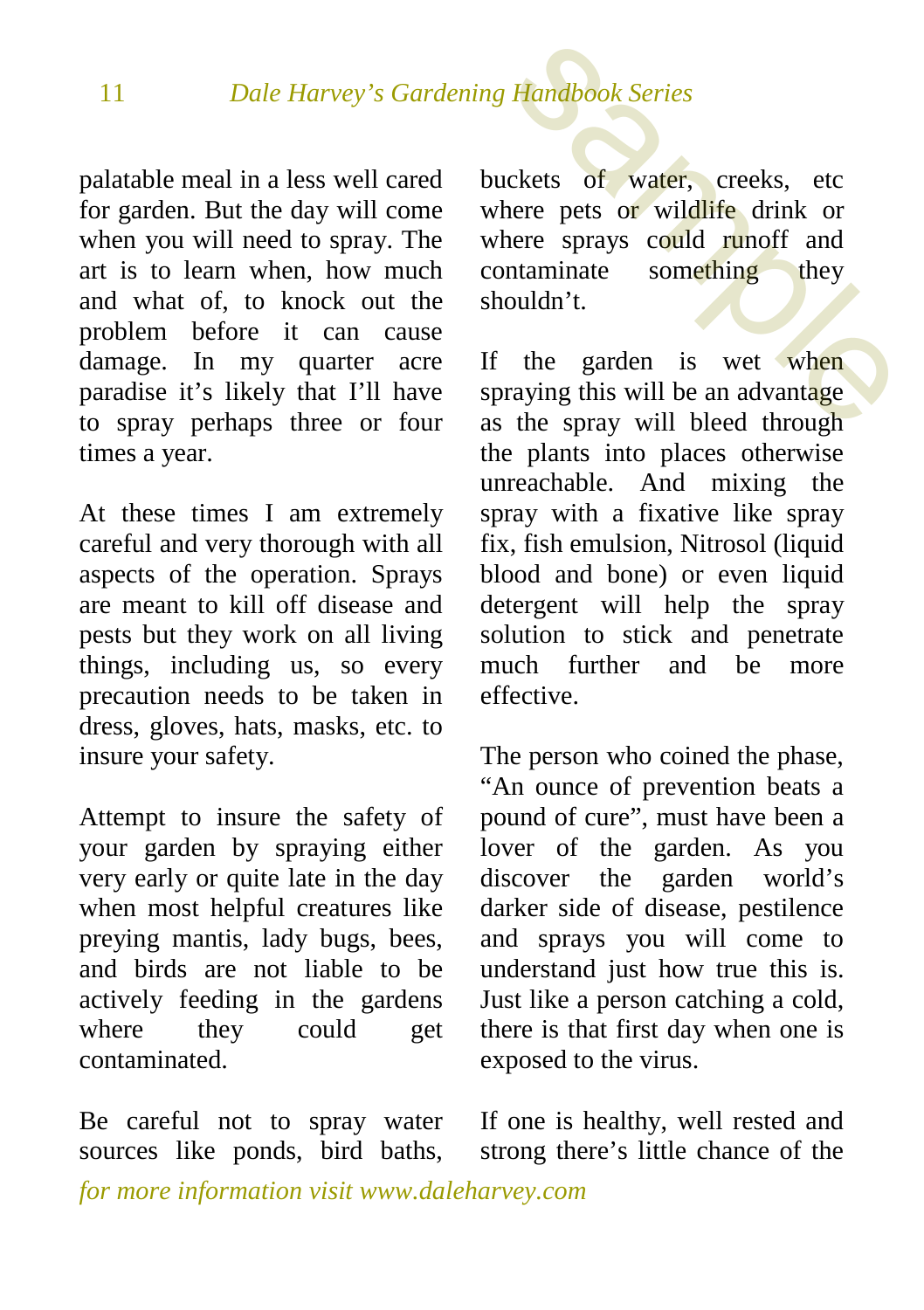palatable meal in a less well cared for garden. But the day will come when you will need to spray. The art is to learn when, how much and what of, to knock out the problem before it can cause damage. In my quarter acre paradise it's likely that I'll have to spray perhaps three or four times a year.

At these times I am extremely careful and very thorough with all aspects of the operation. Sprays are meant to kill off disease and pests but they work on all living things, including us, so every precaution needs to be taken in dress, gloves, hats, masks, etc. to insure your safety.

Attempt to insure the safety of your garden by spraying either very early or quite late in the day when most helpful creatures like preying mantis, lady bugs, bees, and birds are not liable to be actively feeding in the gardens where they could get contaminated.

Be careful not to spray water sources like ponds, bird baths, buckets of water, creeks, etc where pets or wildlife drink or where sprays could runoff and contaminate something they shouldn't.

If the garden is wet when spraying this will be an advantage as the spray will bleed through the plants into places otherwise unreachable. And mixing the spray with a fixative like spray fix, fish emulsion, Nitrosol (liquid blood and bone) or even liquid detergent will help the spray solution to stick and penetrate much further and be more effective.

The person who coined the phase, "An ounce of prevention beats a pound of cure", must have been a lover of the garden. As you discover the garden world's darker side of disease, pestilence and sprays you will come to understand just how true this is. Just like a person catching a cold, there is that first day when one is exposed to the virus.

If one is healthy, well rested and strong there's little chance of the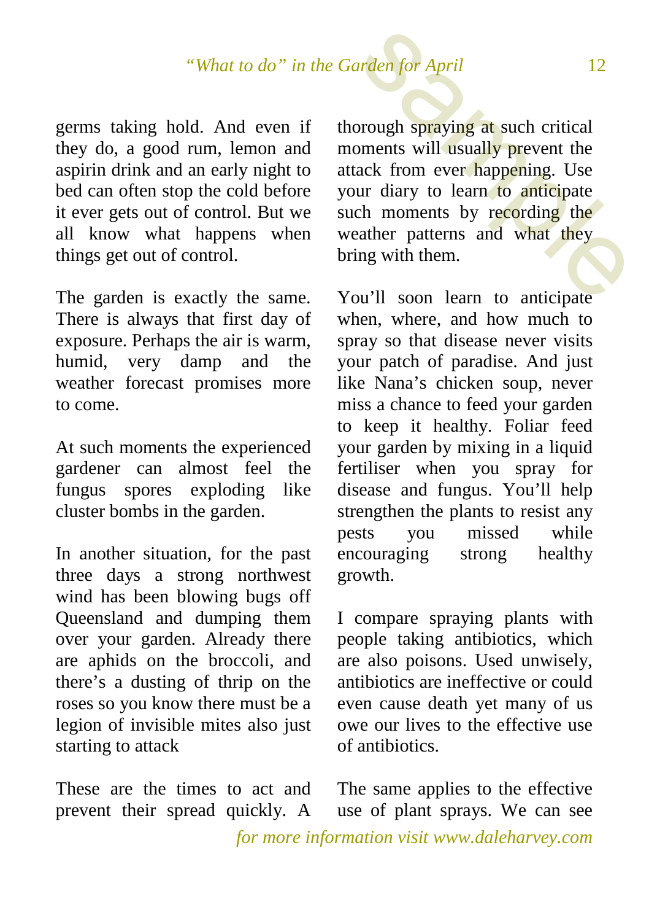germs taking hold. And even if they do, a good rum, lemon and aspirin drink and an early night to bed can often stop the cold before it ever gets out of control. But we all know what happens when things get out of control.

The garden is exactly the same. There is always that first day of exposure. Perhaps the air is warm, humid, very damp and the weather forecast promises more to come.

At such moments the experienced gardener can almost feel the fungus spores exploding like cluster bombs in the garden.

In another situation, for the past three days a strong northwest wind has been blowing bugs off Queensland and dumping them over your garden. Already there are aphids on the broccoli, and there's a dusting of thrip on the roses so you know there must be a legion of invisible mites also just starting to attack

These are the times to act and prevent their spread quickly. A thorough spraying at such critical moments will usually prevent the attack from ever happening. Use your diary to learn to anticipate such moments by recording the weather patterns and what they bring with them.

You'll soon learn to anticipate when, where, and how much to spray so that disease never visits your patch of paradise. And just like Nana's chicken soup, never miss a chance to feed your garden to keep it healthy. Foliar feed your garden by mixing in a liquid fertiliser when you spray for disease and fungus. You'll help strengthen the plants to resist any pests you missed while encouraging strong healthy growth.

I compare spraying plants with people taking antibiotics, which are also poisons. Used unwisely, antibiotics are ineffective or could even cause death yet many of us owe our lives to the effective use of antibiotics.

The same applies to the effective use of plant sprays. We can see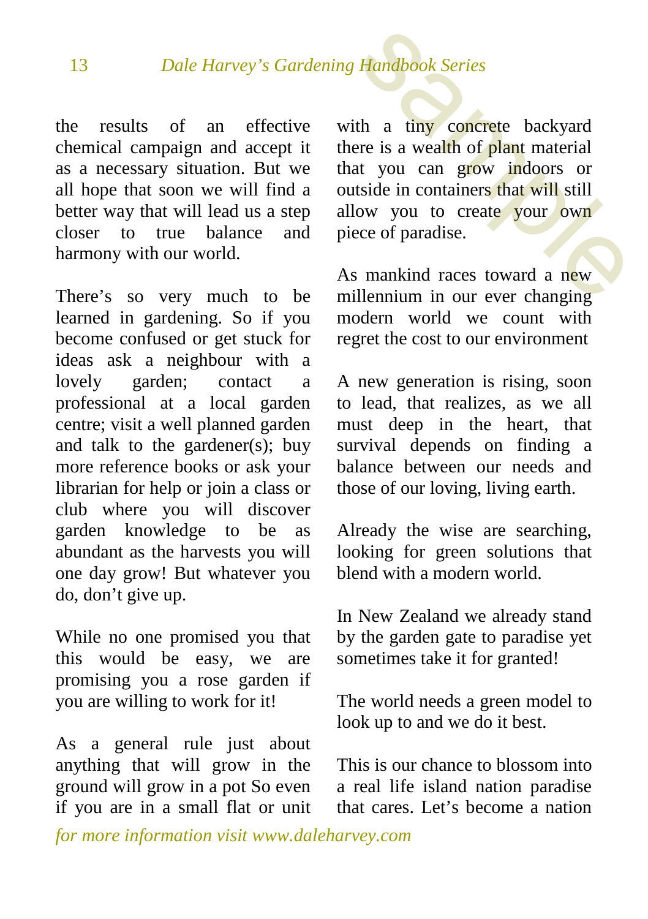the results of an effective chemical campaign and accept it as a necessary situation. But we all hope that soon we will find a better way that will lead us a step closer to true balance and harmony with our world.

There's so very much to be learned in gardening. So if you become confused or get stuck for ideas ask a neighbour with a lovely garden; contact a professional at a local garden centre; visit a well planned garden and talk to the gardener(s); buy more reference books or ask your librarian for help or join a class or club where you will discover garden knowledge to be as abundant as the harvests you will one day grow! But whatever you do, don't give up.

While no one promised you that this would be easy, we are promising you a rose garden if you are willing to work for it!

As a general rule just about anything that will grow in the ground will grow in a pot So even if you are in a small flat or unit with a tiny concrete backyard there is a wealth of plant material that you can grow indoors or outside in containers that will still allow you to create your own piece of paradise.

As mankind races toward a new millennium in our ever changing modern world we count with regret the cost to our environment

A new generation is rising, soon to lead, that realizes, as we all must deep in the heart, that survival depends on finding a balance between our needs and those of our loving, living earth.

Already the wise are searching, looking for green solutions that blend with a modern world.

In New Zealand we already stand by the garden gate to paradise yet sometimes take it for granted!

The world needs a green model to look up to and we do it best.

This is our chance to blossom into a real life island nation paradise that cares. Let's become a nation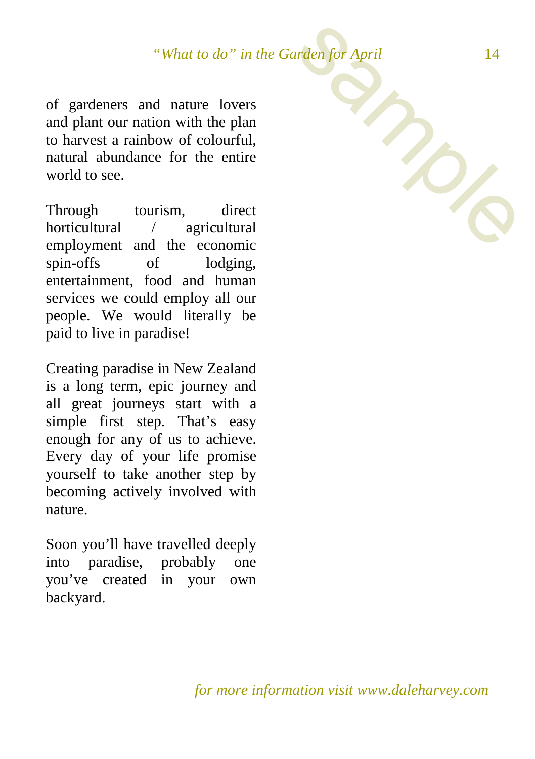of gardeners and nature lovers and plant our nation with the plan to harvest a rainbow of colourful, natural abundance for the entire world to see.

Through tourism, direct horticultural / agricultural employment and the economic spin-offs of lodging, entertainment, food and human services we could employ all our people. We would literally be paid to live in paradise!

Creating paradise in New Zealand is a long term, epic journey and all great journeys start with a simple first step. That's easy enough for any of us to achieve. Every day of your life promise yourself to take another step by becoming actively involved with nature.

Soon you'll have travelled deeply into paradise, probably one you've created in your own backyard.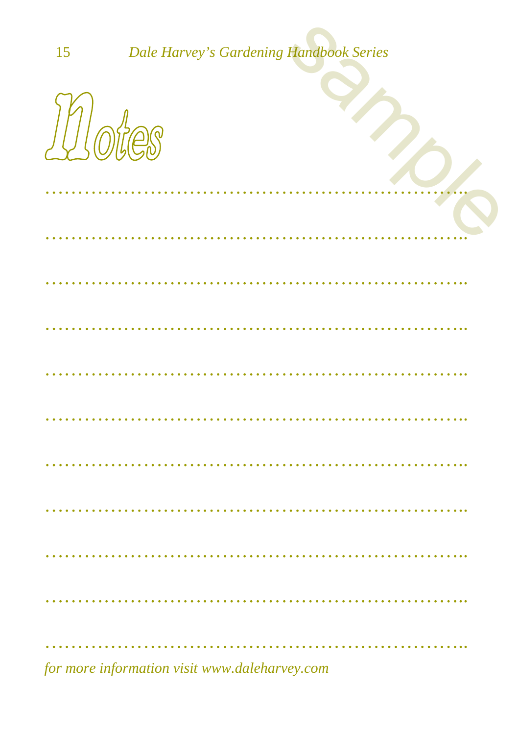# Notes

…………………………………………………………………

…………………………………………………………………

…………………………………………………………………

…………………………………………………………………

…………………………………………………………………

…………………………………………………………………

…………………………………………………………………

…………………………………………………………………

…………………………………………………………………

…………………………………………………………………

…………………………………………………………………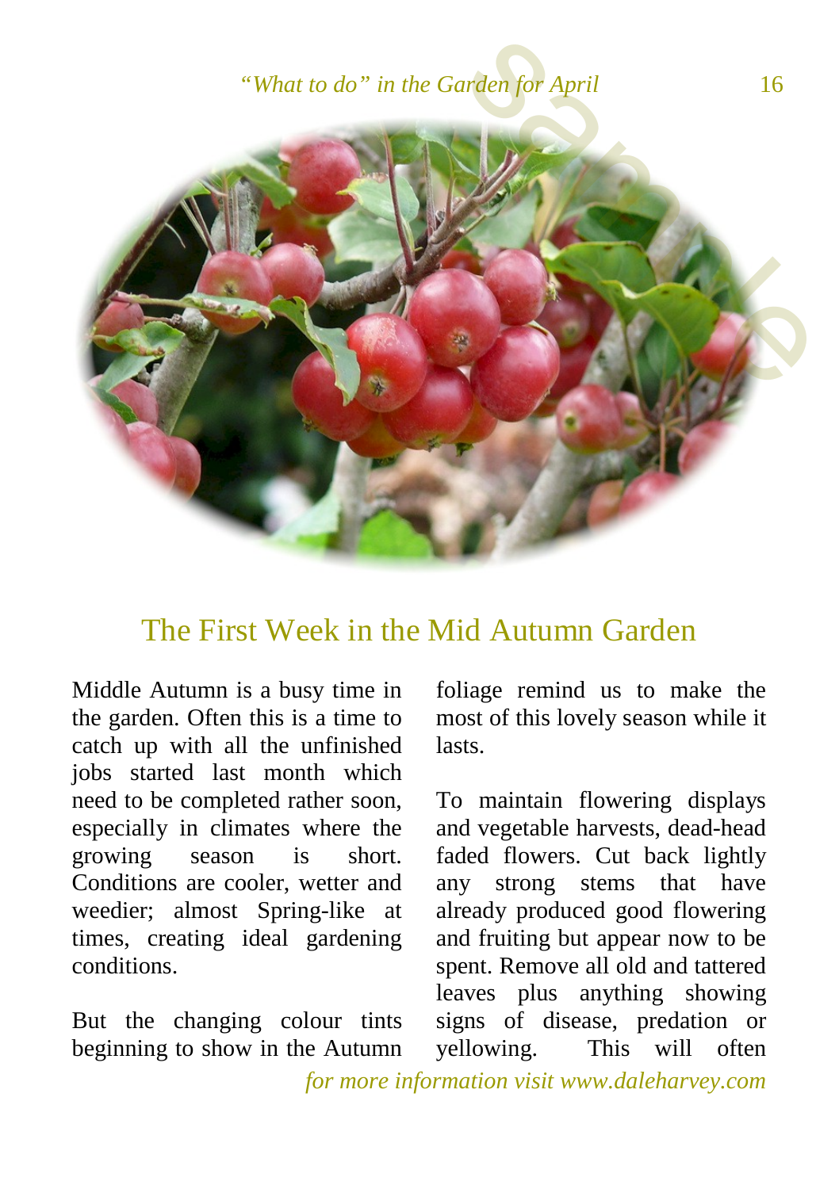## The First Week in the Mid Autumn Garden

Middle Autumn is a busy time in the garden. Often this is a time to catch up with all the unfinished jobs started last month which need to be completed rather soon, especially in climates where the growing season is short. Conditions are cooler, wetter and weedier; almost Spring-like at times, creating ideal gardening conditions.

But the changing colour tints beginning to show in the Autumn foliage remind us to make the most of this lovely season while it lasts.

To maintain flowering displays and vegetable harvests, dead-head faded flowers. Cut back lightly any strong stems that have already produced good flowering and fruiting but appear now to be spent. Remove all old and tattered leaves plus anything showing signs of disease, predation or yellowing. This will often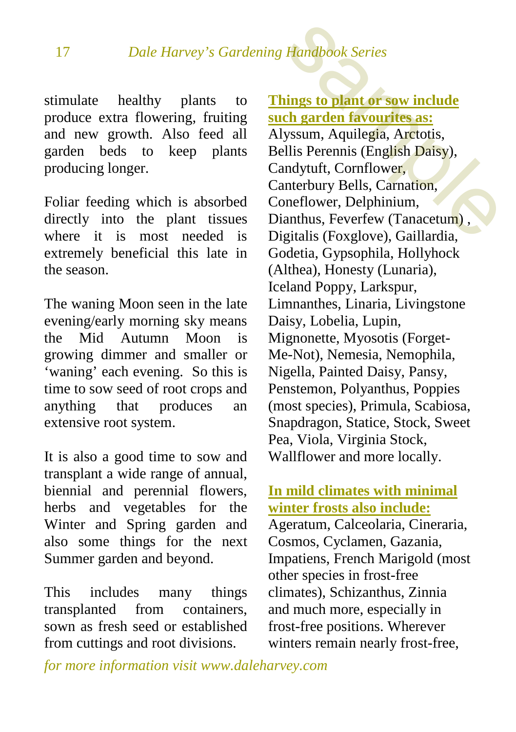stimulate healthy plants to produce extra flowering, fruiting and new growth. Also feed all garden beds to keep plants producing longer.

Foliar feeding which is absorbed directly into the plant tissues where it is most needed is extremely beneficial this late in the season.

The waning Moon seen in the late evening/early morning sky means the Mid Autumn Moon is growing dimmer and smaller or 'waning' each evening. So this is time to sow seed of root crops and anything that produces an extensive root system.

It is also a good time to sow and transplant a wide range of annual, biennial and perennial flowers, herbs and vegetables for the Winter and Spring garden and also some things for the next Summer garden and beyond.

This includes many things transplanted from containers, sown as fresh seed or established from cuttings and root divisions.

**Things to plant or sow include such garden favourites as:**

Alyssum, Aquilegia, Arctotis, Bellis Perennis (English Daisy), Candytuft, Cornflower, Canterbury Bells, Carnation, Coneflower, Delphinium, Dianthus, Feverfew (Tanacetum) , Digitalis (Foxglove), Gaillardia, Godetia, Gypsophila, Hollyhock (Althea), Honesty (Lunaria), Iceland Poppy, Larkspur, Limnanthes, Linaria, Livingstone Daisy, Lobelia, Lupin, Mignonette, Myosotis (Forget-Me-Not), Nemesia, Nemophila, Nigella, Painted Daisy, Pansy, Penstemon, Polyanthus, Poppies (most species), Primula, Scabiosa, Snapdragon, Statice, Stock, Sweet Pea, Viola, Virginia Stock, Wallflower and more locally.

**In mild climates with minimal winter frosts also include:**

Ageratum, Calceolaria, Cineraria, Cosmos, Cyclamen, Gazania, Impatiens, French Marigold (most other species in frost-free climates), Schizanthus, Zinnia and much more, especially in frost-free positions. Wherever winters remain nearly frost-free,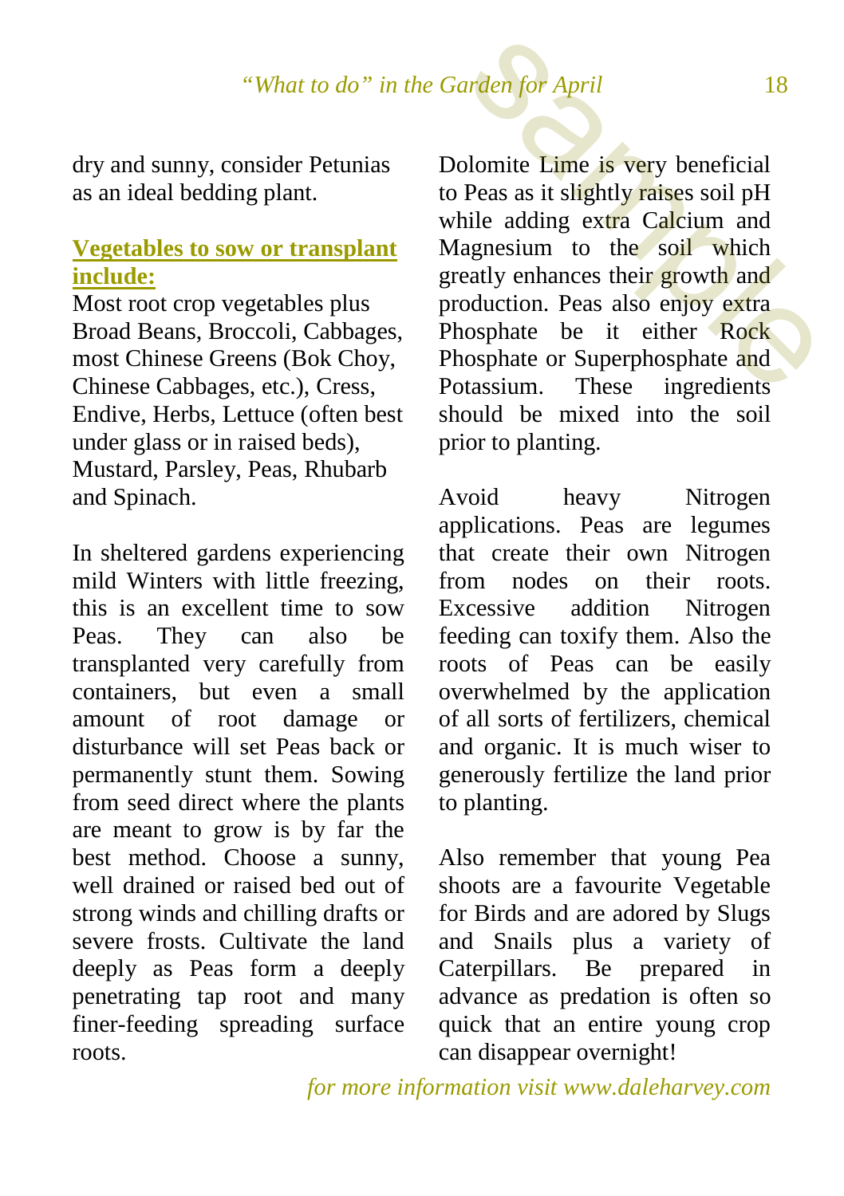dry and sunny, consider Petunias as an ideal bedding plant.

**Vegetables to sow or transplant include:**

Most root crop vegetables plus Broad Beans, Broccoli, Cabbages, most Chinese Greens (Bok Choy, Chinese Cabbages, etc.), Cress, Endive, Herbs, Lettuce (often best under glass or in raised beds), Mustard, Parsley, Peas, Rhubarb and Spinach.

In sheltered gardens experiencing mild Winters with little freezing, this is an excellent time to sow Peas. They can also be transplanted very carefully from containers, but even a small amount of root damage or disturbance will set Peas back or permanently stunt them. Sowing from seed direct where the plants are meant to grow is by far the best method. Choose a sunny, well drained or raised bed out of strong winds and chilling drafts or severe frosts. Cultivate the land deeply as Peas form a deeply penetrating tap root and many finer-feeding spreading surface roots.

Dolomite Lime is very beneficial to Peas as it slightly raises soil pH while adding extra Calcium and Magnesium to the soil which greatly enhances their growth and production. Peas also enjoy extra Phosphate be it either Rock Phosphate or Superphosphate and Potassium. These ingredients should be mixed into the soil prior to planting.

Avoid heavy Nitrogen applications. Peas are legumes that create their own Nitrogen from nodes on their roots. Excessive addition Nitrogen feeding can toxify them. Also the roots of Peas can be easily overwhelmed by the application of all sorts of fertilizers, chemical and organic. It is much wiser to generously fertilize the land prior to planting.

Also remember that young Pea shoots are a favourite Vegetable for Birds and are adored by Slugs and Snails plus a variety of Caterpillars. Be prepared in advance as predation is often so quick that an entire young crop can disappear overnight!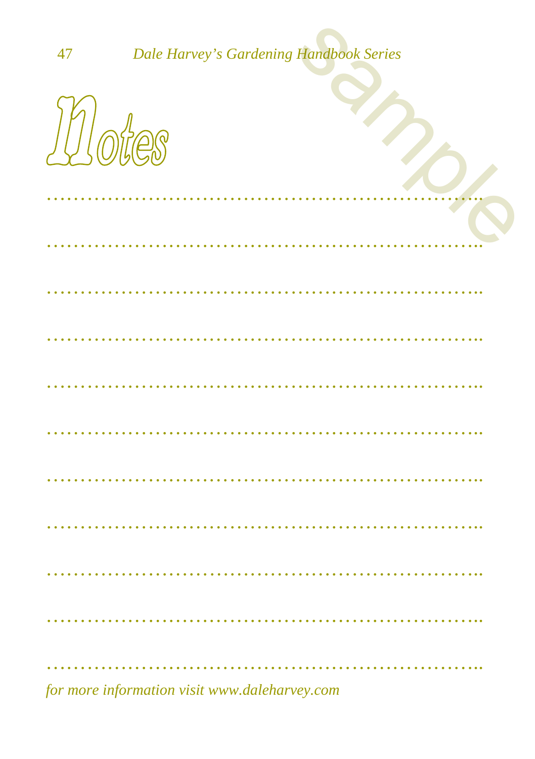# Notes

……………………………………………………………..

……………………………………………………………..

……………………………………………………………..

……………………………………………………………..

……………………………………………………………..

……………………………………………………………..

……………………………………………………………..

……………………………………………………………..

……………………………………………………………..

……………………………………………………………..

……………………………………………………………..

*for more information visit www.daleharvey.com*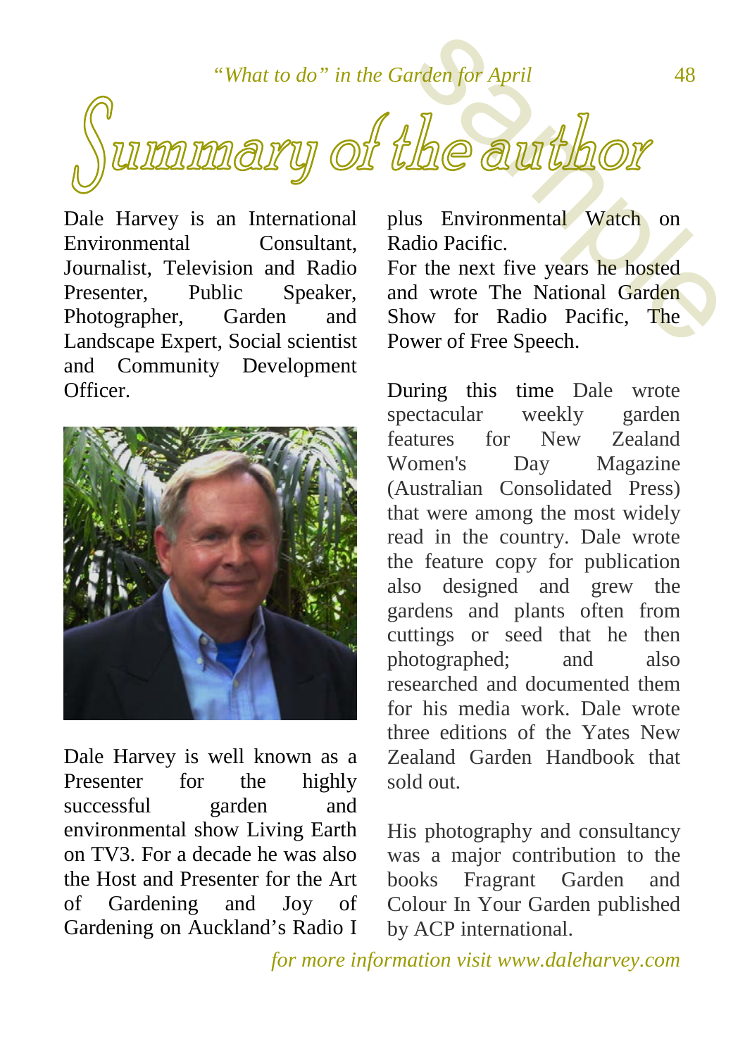# Summary of the author

Dale Harvey is an International Environmental Consultant, Journalist, Television and Radio Presenter, Public Speaker, Photographer, Garden and Landscape Expert, Social scientist and Community Development Officer.

Dale Harvey is well known as a Presenter for the highly successful garden and environmental show Living Earth on TV3. For a decade he was also the Host and Presenter for the Art of Gardening and Joy of Gardening on Auckland's Radio I plus Environmental Watch on Radio Pacific.

For the next five years he hosted and wrote The National Garden Show for Radio Pacific, The Power of Free Speech.

During this time Dale wrote spectacular weekly garden features for New Zealand Women's Day Magazine (Australian Consolidated Press) that were among the most widely read in the country. Dale wrote the feature copy for publication also designed and grew the gardens and plants often from cuttings or seed that he then photographed; and also researched and documented them for his media work. Dale wrote three editions of the Yates New Zealand Garden Handbook that sold out.

His photography and consultancy was a major contribution to the books Fragrant Garden and Colour In Your Garden published by ACP international.

*for more information visit www.daleharvey.com*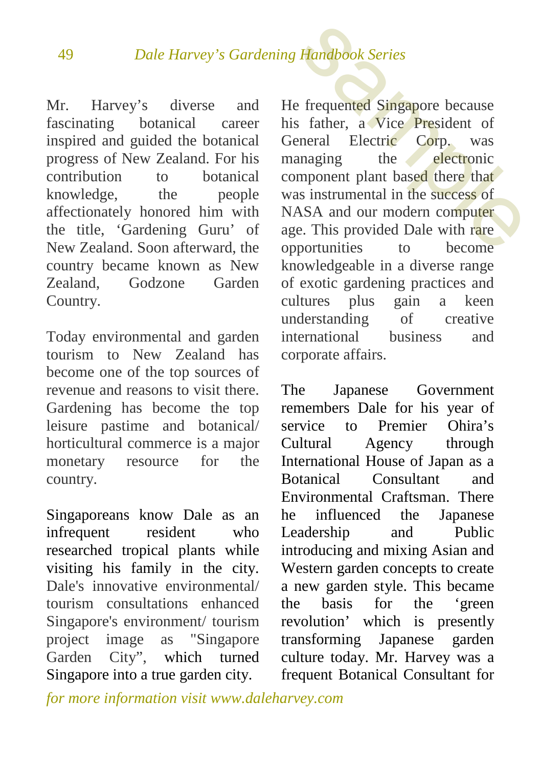Mr. Harvey's diverse and fascinating botanical career inspired and guided the botanical progress of New Zealand. For his contribution to botanical knowledge, the people affectionately honored him with the title, 'Gardening Guru' of New Zealand. Soon afterward, the country became known as New Zealand, Godzone Garden Country.

Today environmental and garden tourism to New Zealand has become one of the top sources of revenue and reasons to visit there. Gardening has become the top leisure pastime and botanical/ horticultural commerce is a major monetary resource for the country.

Singaporeans know Dale as an infrequent resident who researched tropical plants while visiting his family in the city. Dale's innovative environmental/ tourism consultations enhanced Singapore's environment/ tourism project image as "Singapore Garden City", which turned Singapore into a true garden city.

He frequented Singapore because his father, a Vice President of General Electric Corp. was managing the electronic component plant based there that was instrumental in the success of NASA and our modern computer age. This provided Dale with rare opportunities to become knowledgeable in a diverse range of exotic gardening practices and cultures plus gain a keen understanding of creative international business and corporate affairs.

The Japanese Government remembers Dale for his year of service to Premier Ohira's Cultural Agency through International House of Japan as a Botanical Consultant and Environmental Craftsman. There he influenced the Japanese Leadership and Public introducing and mixing Asian and Western garden concepts to create a new garden style. This became the basis for the 'green revolution' which is presently transforming Japanese garden culture today. Mr. Harvey was a frequent Botanical Consultant for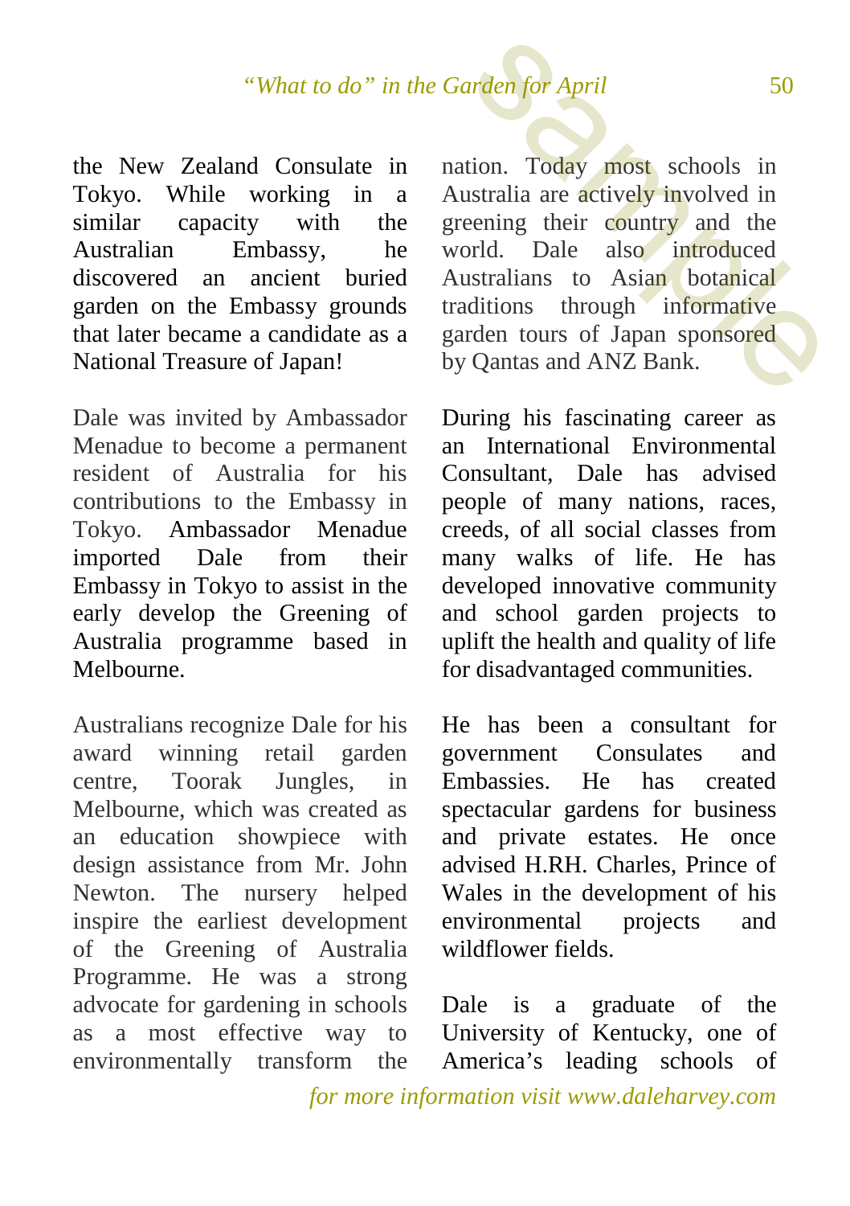the New Zealand Consulate in Tokyo. While working in a similar capacity with the Australian Embassy, he discovered an ancient buried garden on the Embassy grounds that later became a candidate as a National Treasure of Japan!

Dale was invited by Ambassador Menadue to become a permanent resident of Australia for his contributions to the Embassy in Tokyo. Ambassador Menadue imported Dale from their Embassy in Tokyo to assist in the early develop the Greening of Australia programme based in Melbourne.

Australians recognize Dale for his award winning retail garden centre, Toorak Jungles, in Melbourne, which was created as an education showpiece with design assistance from Mr. John Newton. The nursery helped inspire the earliest development of the Greening of Australia Programme. He was a strong advocate for gardening in schools as a most effective way to environmentally transform the nation. Today most schools in Australia are actively involved in greening their country and the world. Dale also introduced Australians to Asian botanical traditions through informative garden tours of Japan sponsored by Qantas and ANZ Bank.

During his fascinating career as an International Environmental Consultant, Dale has advised people of many nations, races, creeds, of all social classes from many walks of life. He has developed innovative community and school garden projects to uplift the health and quality of life for disadvantaged communities.

He has been a consultant for government Consulates and Embassies. He has created spectacular gardens for business and private estates. He once advised H.RH. Charles, Prince of Wales in the development of his environmental projects and wildflower fields.

Dale is a graduate of the University of Kentucky, one of America's leading schools of

*for more information visit www.daleharvey.com*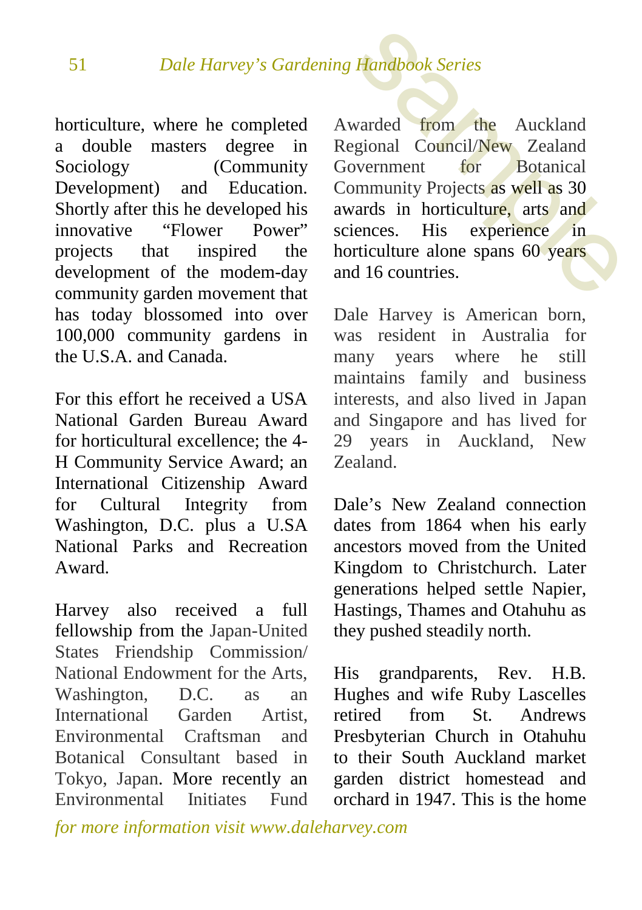horticulture, where he completed a double masters degree in Sociology (Community Development) and Education. Shortly after this he developed his innovative "Flower Power" projects that inspired the development of the modem-day community garden movement that has today blossomed into over 100,000 community gardens in the U.S.A. and Canada.

For this effort he received a USA National Garden Bureau Award for horticultural excellence; the 4-H Community Service Award; an International Citizenship Award for Cultural Integrity from Washington, D.C. plus a U.SA National Parks and Recreation Award.

Harvey also received a full fellowship from the Japan-United States Friendship Commission/ National Endowment for the Arts, Washington, D.C. as an International Garden Artist, Environmental Craftsman and Botanical Consultant based in Tokyo, Japan. More recently an Environmental Initiates Fund Awarded from the Auckland Regional Council/New Zealand Government for Botanical Community Projects as well as 30 awards in horticulture, arts and sciences. His experience in horticulture alone spans 60 years and 16 countries.

Dale Harvey is American born, was resident in Australia for many years where he still maintains family and business interests, and also lived in Japan and Singapore and has lived for 29 years in Auckland, New Zealand.

Dale's New Zealand connection dates from 1864 when his early ancestors moved from the United Kingdom to Christchurch. Later generations helped settle Napier, Hastings, Thames and Otahuhu as they pushed steadily north.

His grandparents, Rev. H.B. Hughes and wife Ruby Lascelles retired from St. Andrews Presbyterian Church in Otahuhu to their South Auckland market garden district homestead and orchard in 1947. This is the home

*for more information visit www.daleharvey.com*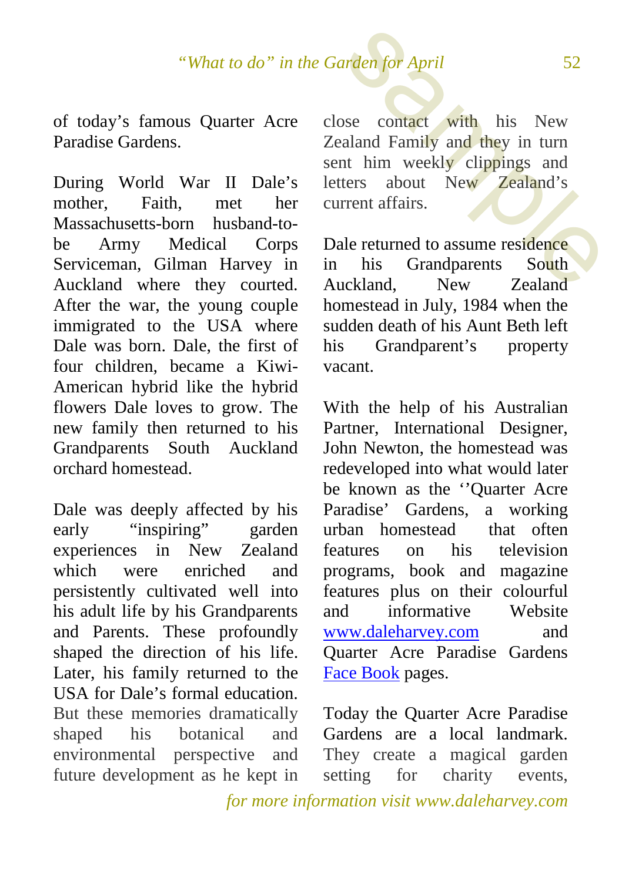of today's famous Quarter Acre Paradise Gardens.

During World War II Dale's mother, Faith, met her Massachusetts-born husband-to-be Army Medical Corps Serviceman, Gilman Harvey in Auckland where they courted. After the war, the young couple immigrated to the USA where Dale was born. Dale, the first of four children, became a Kiwi-American hybrid like the hybrid flowers Dale loves to grow. The new family then returned to his Grandparents South Auckland orchard homestead.

Dale was deeply affected by his early "inspiring" garden experiences in New Zealand which were enriched and persistently cultivated well into his adult life by his Grandparents and Parents. These profoundly shaped the direction of his life. Later, his family returned to the USA for Dale's formal education. But these memories dramatically shaped his botanical and environmental perspective and future development as he kept in close contact with his New Zealand Family and they in turn sent him weekly clippings and letters about New Zealand's current affairs.

Dale returned to assume residence in his Grandparents South Auckland, New Zealand homestead in July, 1984 when the sudden death of his Aunt Beth left his Grandparent's property vacant.

With the help of his Australian Partner, International Designer, John Newton, the homestead was redeveloped into what would later be known as the ''Quarter Acre Paradise' Gardens, a working urban homestead that often features on his television programs, book and magazine features plus on their colourful and informative Website [www.daleharvey.com](http://www.daleharvey.com) and Quarter Acre Paradise Gardens [Face Book](#) pages.

Today the Quarter Acre Paradise Gardens are a local landmark. They create a magical garden setting for charity events,

*for more information visit www.daleharvey.com*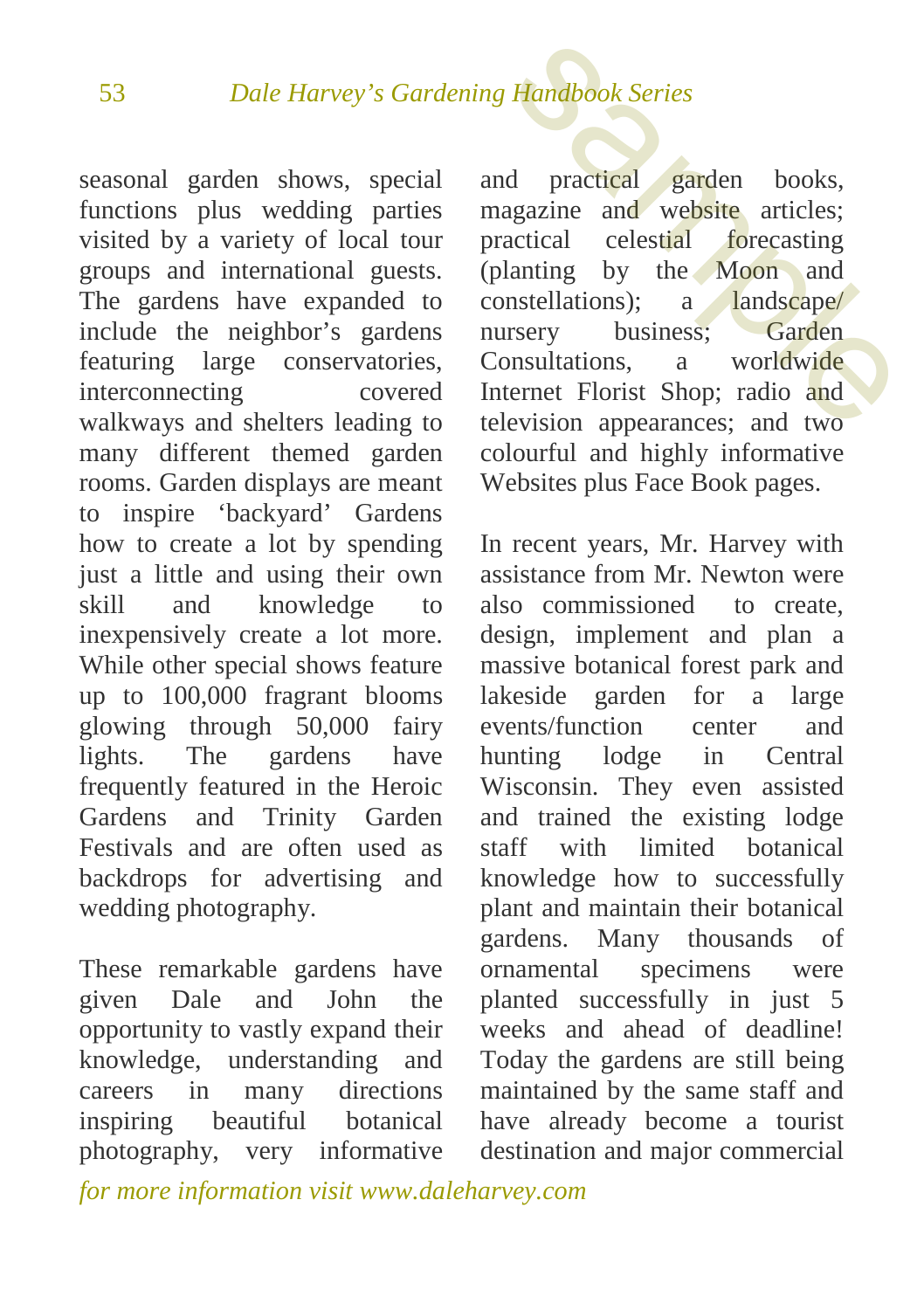seasonal garden shows, special functions plus wedding parties visited by a variety of local tour groups and international guests. The gardens have expanded to include the neighbor's gardens featuring large conservatories, interconnecting covered walkways and shelters leading to many different themed garden rooms. Garden displays are meant to inspire 'backyard' Gardens how to create a lot by spending just a little and using their own skill and knowledge to inexpensively create a lot more. While other special shows feature up to 100,000 fragrant blooms glowing through 50,000 fairy lights. The gardens have frequently featured in the Heroic Gardens and Trinity Garden Festivals and are often used as backdrops for advertising and wedding photography.

These remarkable gardens have given Dale and John the opportunity to vastly expand their knowledge, understanding and careers in many directions inspiring beautiful botanical photography, very informative and practical garden books, magazine and website articles; practical celestial forecasting (planting by the Moon and constellations); a landscape/ nursery business; Garden Consultations, a worldwide Internet Florist Shop; radio and television appearances; and two colourful and highly informative Websites plus Face Book pages.

In recent years, Mr. Harvey with assistance from Mr. Newton were also commissioned to create, design, implement and plan a massive botanical forest park and lakeside garden for a large events/function center and hunting lodge in Central Wisconsin. They even assisted and trained the existing lodge staff with limited botanical knowledge how to successfully plant and maintain their botanical gardens. Many thousands of ornamental specimens were planted successfully in just 5 weeks and ahead of deadline! Today the gardens are still being maintained by the same staff and have already become a tourist destination and major commercial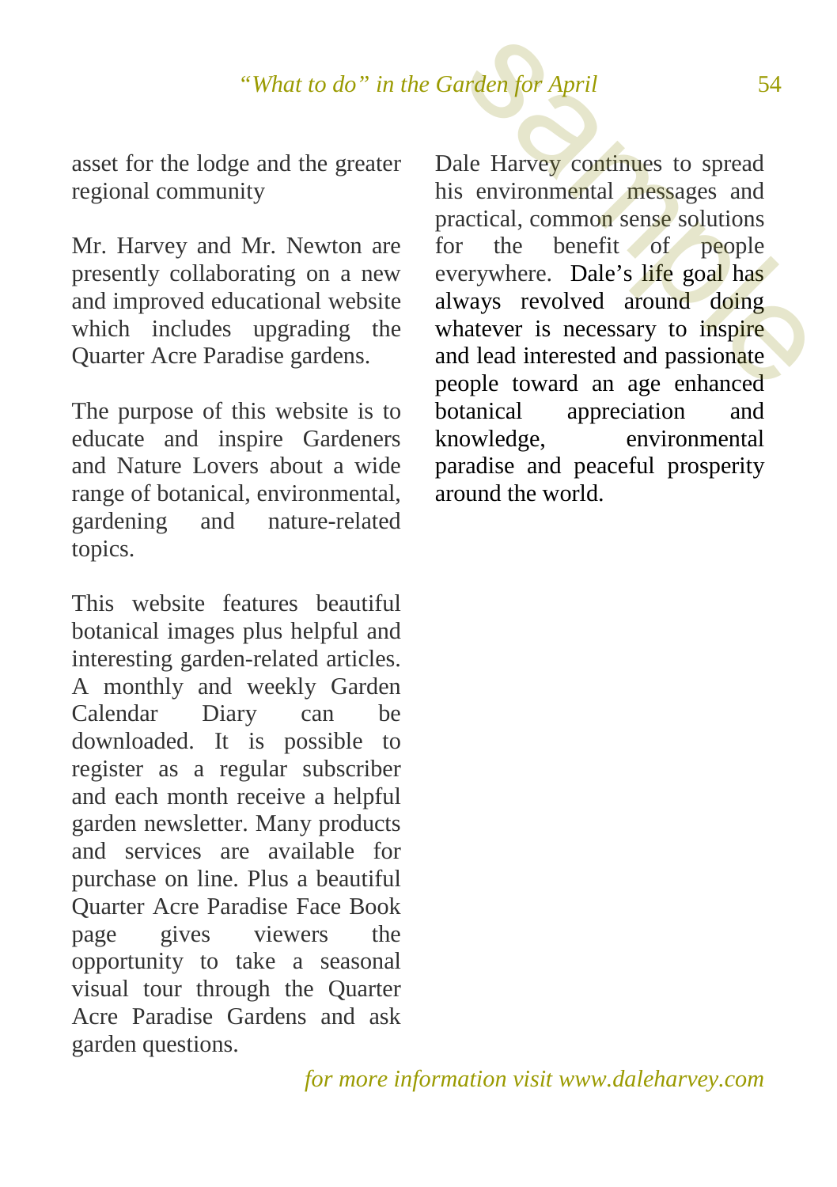asset for the lodge and the greater regional community

Mr. Harvey and Mr. Newton are presently collaborating on a new and improved educational website which includes upgrading the Quarter Acre Paradise gardens.

The purpose of this website is to educate and inspire Gardeners and Nature Lovers about a wide range of botanical, environmental, gardening and nature-related topics.

This website features beautiful botanical images plus helpful and interesting garden-related articles. A monthly and weekly Garden Calendar Diary can be downloaded. It is possible to register as a regular subscriber and each month receive a helpful garden newsletter. Many products and services are available for purchase on line. Plus a beautiful Quarter Acre Paradise Face Book page gives viewers the opportunity to take a seasonal visual tour through the Quarter Acre Paradise Gardens and ask garden questions.

Dale Harvey continues to spread his environmental messages and practical, common sense solutions for the benefit of people everywhere. Dale's life goal has always revolved around doing whatever is necessary to inspire and lead interested and passionate people toward an age enhanced botanical appreciation and knowledge, environmental paradise and peaceful prosperity around the world.

*for more information visit www.daleharvey.com*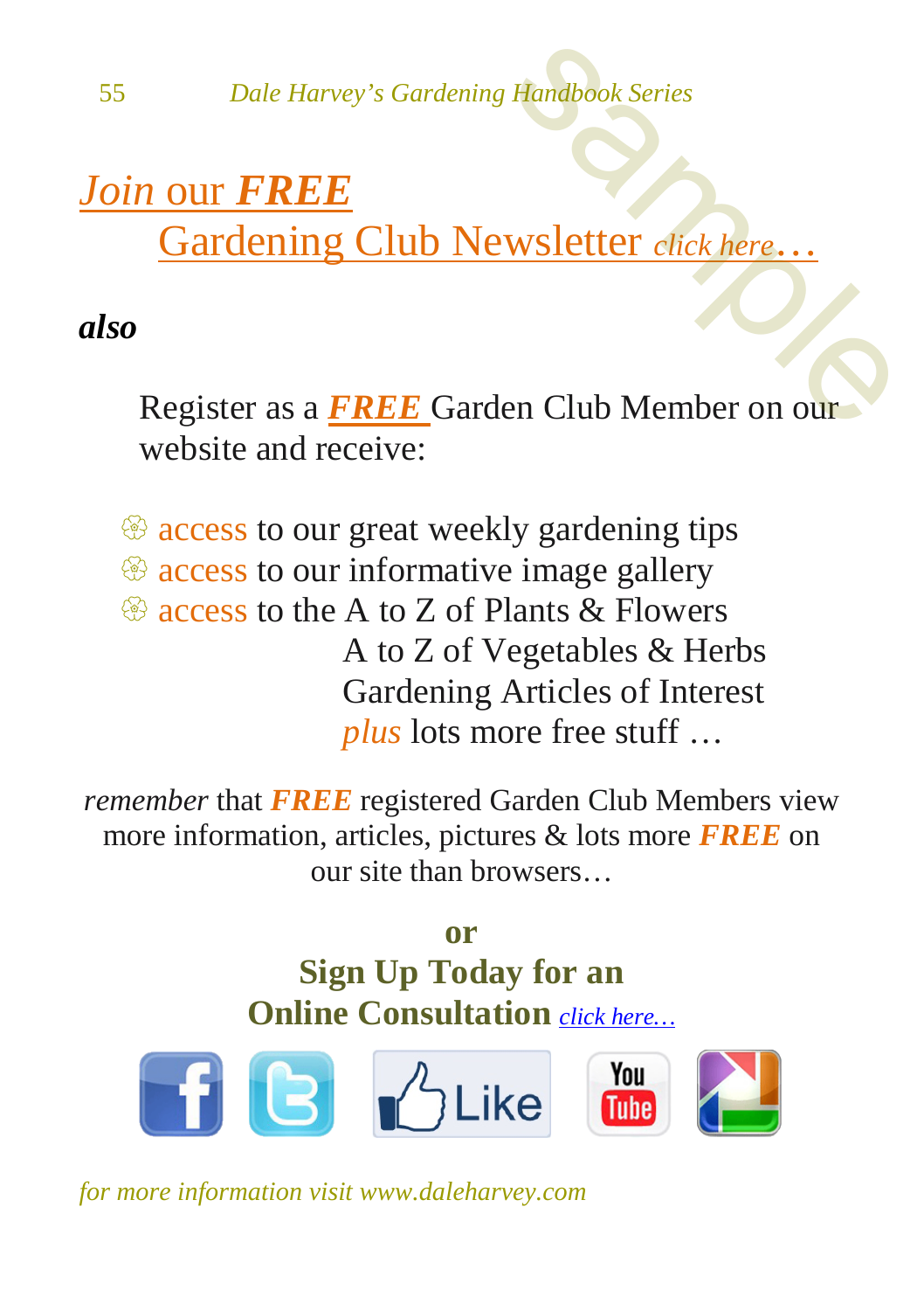# *Join* our ***FREE*** Gardening Club Newsletter *click here…*

***also***

Register as a ***FREE*** Garden Club Member on our website and receive:

- access to our great weekly gardening tips
- access to our informative image gallery
- access to the A to Z of Plants & Flowers
  A to Z of Vegetables & Herbs
  Gardening Articles of Interest
  *plus* lots more free stuff …

*remember* that ***FREE*** registered Garden Club Members view more information, articles, pictures & lots more ***FREE*** on our site than browsers…

**or**

**Sign Up Today for an Online Consultation** *click here…*

*for more information visit www.daleharvey.com*